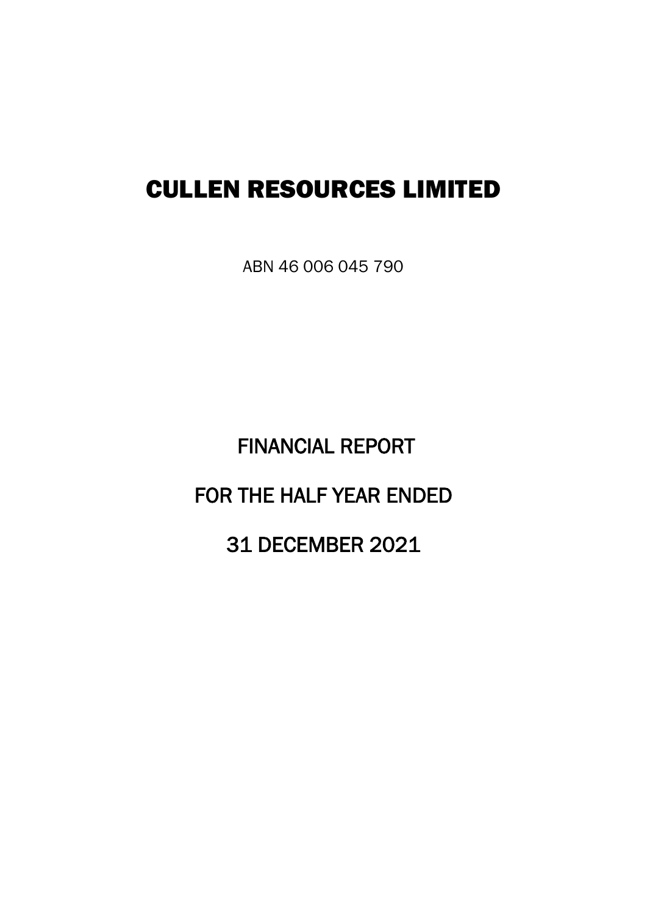# CULLEN RESOURCES LIMITED

ABN 46 006 045 790

## FINANCIAL REPORT

## FOR THE HALF YEAR ENDED

## 31 DECEMBER 2021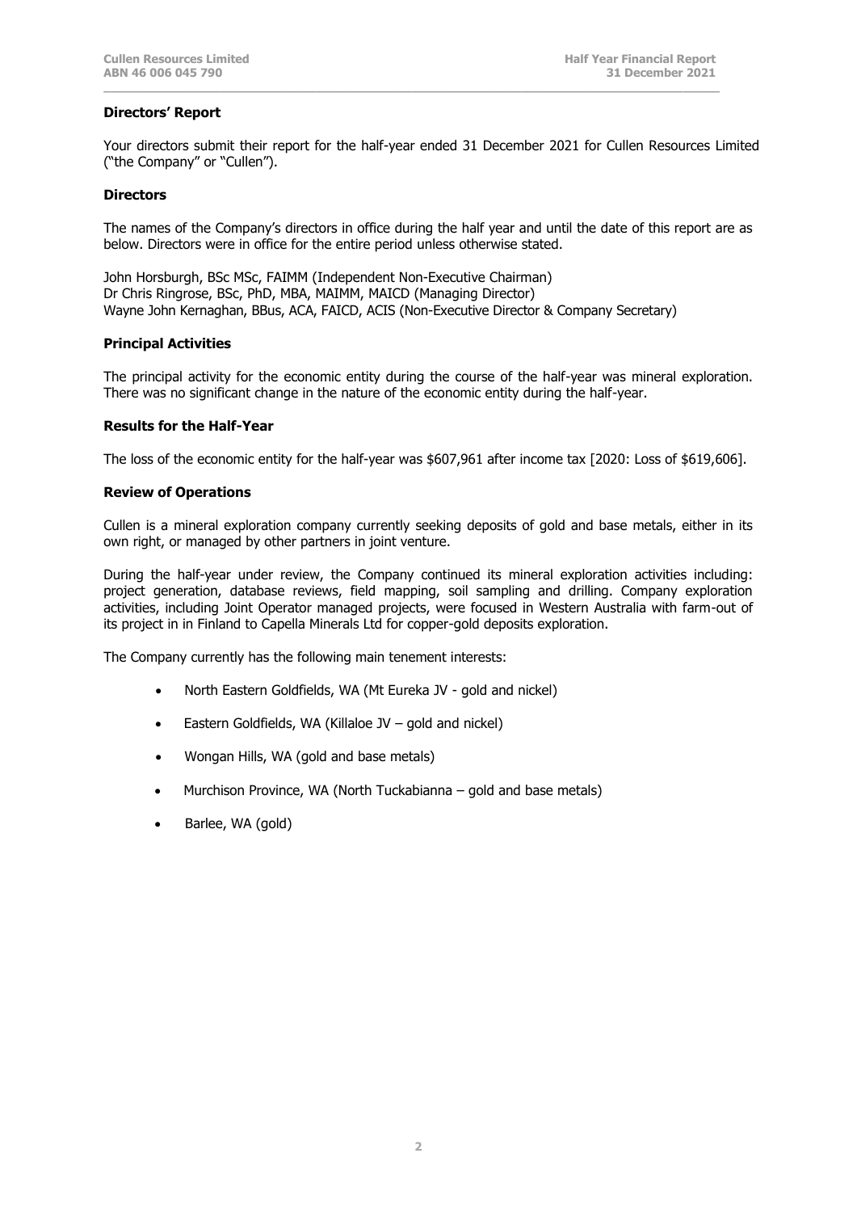## Directors' Report

Your directors submit their report for the half-year ended 31 December 2021 for Cullen Resources Limited ("the Company" or "Cullen").

### Directors

The names of the Company's directors in office during the half year and until the date of this report are as below. Directors were in office for the entire period unless otherwise stated.

John Horsburgh, BSc MSc, FAIMM (Independent Non-Executive Chairman)
Dr Chris Ringrose, BSc, PhD, MBA, MAIMM, MAICD (Managing Director)
Wayne John Kernaghan, BBus, ACA, FAICD, ACIS (Non-Executive Director & Company Secretary)

### Principal Activities

The principal activity for the economic entity during the course of the half-year was mineral exploration. There was no significant change in the nature of the economic entity during the half-year.

### Results for the Half-Year

The loss of the economic entity for the half-year was $607,961 after income tax [2020: Loss of $619,606].

### Review of Operations

Cullen is a mineral exploration company currently seeking deposits of gold and base metals, either in its own right, or managed by other partners in joint venture.

During the half-year under review, the Company continued its mineral exploration activities including: project generation, database reviews, field mapping, soil sampling and drilling. Company exploration activities, including Joint Operator managed projects, were focused in Western Australia with farm-out of its project in in Finland to Capella Minerals Ltd for copper-gold deposits exploration.

The Company currently has the following main tenement interests:

- North Eastern Goldfields, WA (Mt Eureka JV - gold and nickel)
- Eastern Goldfields, WA (Killaloe JV – gold and nickel)
- Wongan Hills, WA (gold and base metals)
- Murchison Province, WA (North Tuckabianna – gold and base metals)
- Barlee, WA (gold)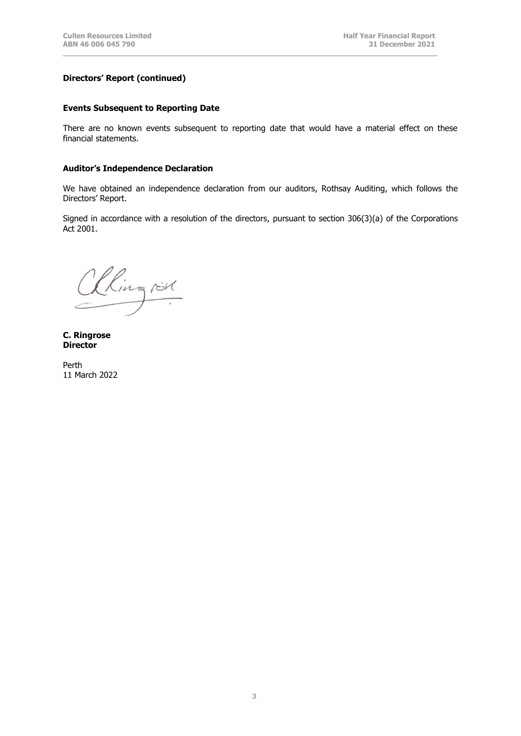**Directors' Report (continued)**

**Events Subsequent to Reporting Date**

There are no known events subsequent to reporting date that would have a material effect on these financial statements.

**Auditor's Independence Declaration**

We have obtained an independence declaration from our auditors, Rothsay Auditing, which follows the Directors' Report.

Signed in accordance with a resolution of the directors, pursuant to section 306(3)(a) of the Corporations Act 2001.

**C. Ringrose**
**Director**

Perth
11 March 2022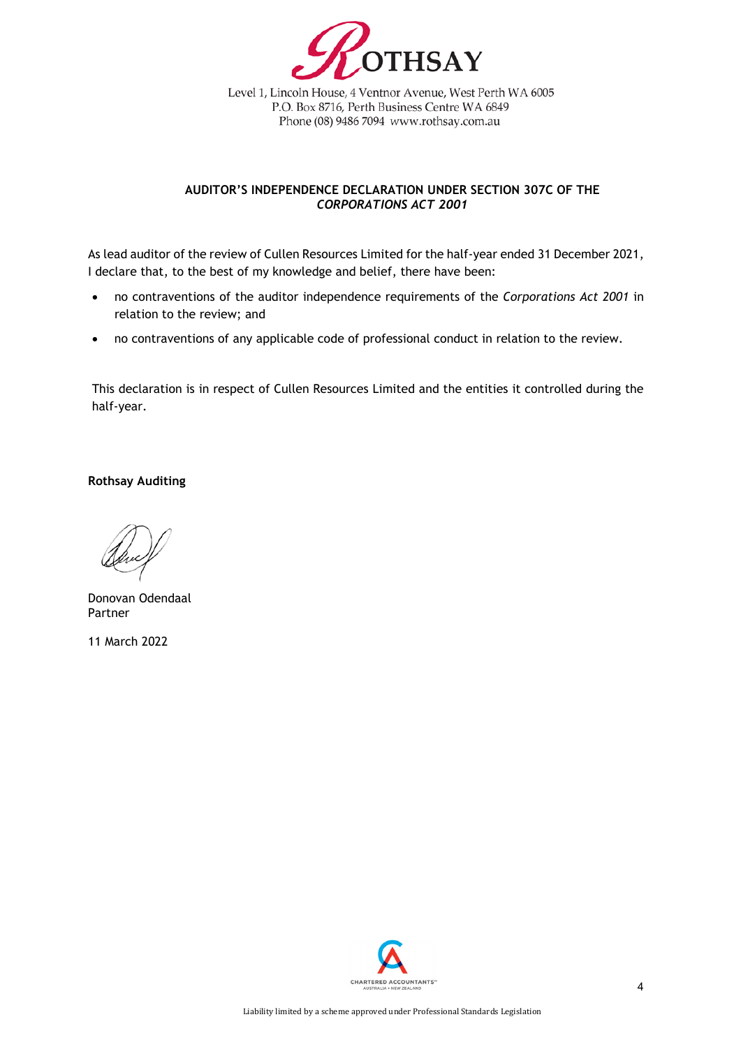ROTHSAY

Level 1, Lincoln House, 4 Ventnor Avenue, West Perth WA 6005
P.O. Box 8716, Perth Business Centre WA 6849
Phone (08) 9486 7094 www.rothsay.com.au

**AUDITOR'S INDEPENDENCE DECLARATION UNDER SECTION 307C OF THE *CORPORATIONS ACT 2001***

As lead auditor of the review of Cullen Resources Limited for the half-year ended 31 December 2021, I declare that, to the best of my knowledge and belief, there have been:

- no contraventions of the auditor independence requirements of the *Corporations Act 2001* in relation to the review; and
- no contraventions of any applicable code of professional conduct in relation to the review.

This declaration is in respect of Cullen Resources Limited and the entities it controlled during the half-year.

**Rothsay Auditing**

Donovan Odendaal
Partner

11 March 2022

Liability limited by a scheme approved under Professional Standards Legislation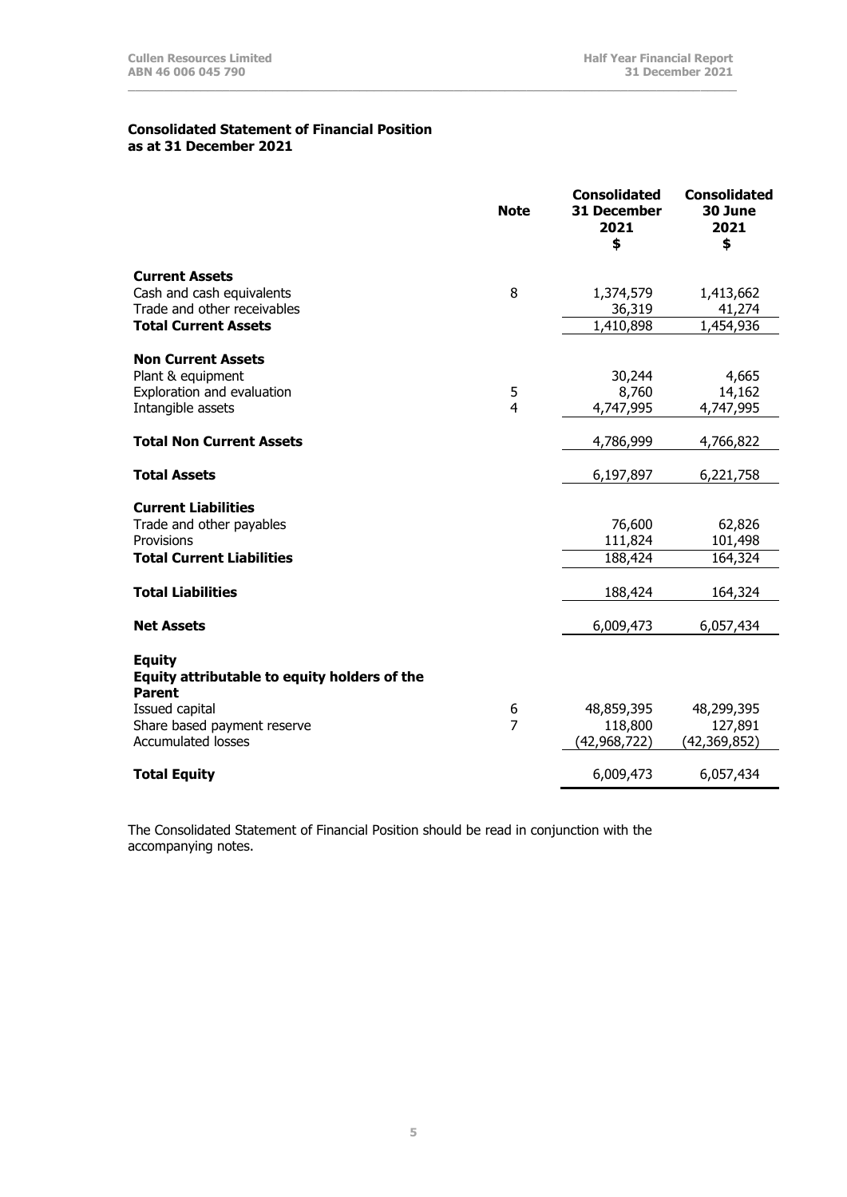**Consolidated Statement of Financial Position**
**as at 31 December 2021**

| | Note | Consolidated 31 December 2021 $ | Consolidated 30 June 2021 $ |
|---|---|---|---|
| **Current Assets** | | | |
| Cash and cash equivalents | 8 | 1,374,579 | 1,413,662 |
| Trade and other receivables | | 36,319 | 41,274 |
| **Total Current Assets** | | 1,410,898 | 1,454,936 |
| | | | |
| **Non Current Assets** | | | |
| Plant & equipment | | 30,244 | 4,665 |
| Exploration and evaluation | 5 | 8,760 | 14,162 |
| Intangible assets | 4 | 4,747,995 | 4,747,995 |
| | | | |
| **Total Non Current Assets** | | 4,786,999 | 4,766,822 |
| | | | |
| **Total Assets** | | 6,197,897 | 6,221,758 |
| | | | |
| **Current Liabilities** | | | |
| Trade and other payables | | 76,600 | 62,826 |
| Provisions | | 111,824 | 101,498 |
| **Total Current Liabilities** | | 188,424 | 164,324 |
| | | | |
| **Total Liabilities** | | 188,424 | 164,324 |
| | | | |
| **Net Assets** | | 6,009,473 | 6,057,434 |
| | | | |
| **Equity** | | | |
| **Equity attributable to equity holders of the Parent** | | | |
| Issued capital | 6 | 48,859,395 | 48,299,395 |
| Share based payment reserve | 7 | 118,800 | 127,891 |
| Accumulated losses | | (42,968,722) | (42,369,852) |
| | | | |
| **Total Equity** | | 6,009,473 | 6,057,434 |

The Consolidated Statement of Financial Position should be read in conjunction with the accompanying notes.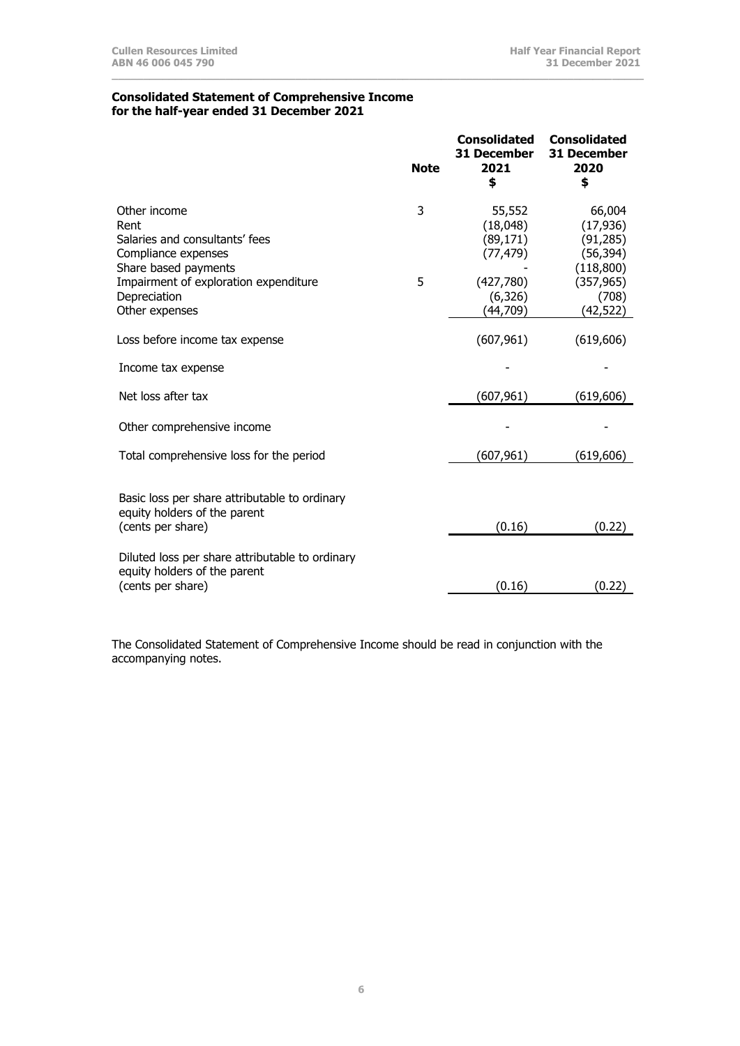## Consolidated Statement of Comprehensive Income for the half-year ended 31 December 2021

| | Note | Consolidated 31 December 2021 $ | Consolidated 31 December 2020 $ |
|---|---|---|---|
| Other income | 3 | 55,552 | 66,004 |
| Rent | | (18,048) | (17,936) |
| Salaries and consultants' fees | | (89,171) | (91,285) |
| Compliance expenses | | (77,479) | (56,394) |
| Share based payments | | - | (118,800) |
| Impairment of exploration expenditure | 5 | (427,780) | (357,965) |
| Depreciation | | (6,326) | (708) |
| Other expenses | | (44,709) | (42,522) |
| Loss before income tax expense | | (607,961) | (619,606) |
| Income tax expense | | - | - |
| Net loss after tax | | (607,961) | (619,606) |
| Other comprehensive income | | - | - |
| Total comprehensive loss for the period | | (607,961) | (619,606) |
| Basic loss per share attributable to ordinary equity holders of the parent (cents per share) | | (0.16) | (0.22) |
| Diluted loss per share attributable to ordinary equity holders of the parent (cents per share) | | (0.16) | (0.22) |

The Consolidated Statement of Comprehensive Income should be read in conjunction with the accompanying notes.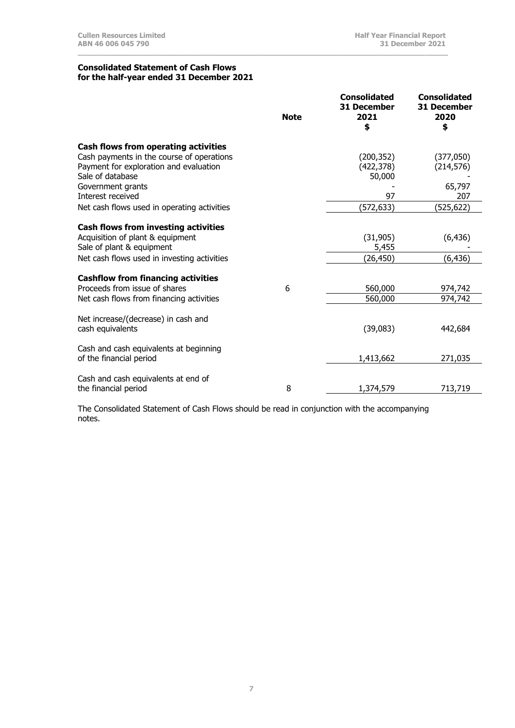## Consolidated Statement of Cash Flows for the half-year ended 31 December 2021

| | Note | Consolidated 31 December 2021 $ | Consolidated 31 December 2020 $ |
|---|---|---|---|
| **Cash flows from operating activities** | | | |
| Cash payments in the course of operations | | (200,352) | (377,050) |
| Payment for exploration and evaluation | | (422,378) | (214,576) |
| Sale of database | | 50,000 | - |
| Government grants | | - | 65,797 |
| Interest received | | 97 | 207 |
| Net cash flows used in operating activities | | (572,633) | (525,622) |
| **Cash flows from investing activities** | | | |
| Acquisition of plant & equipment | | (31,905) | (6,436) |
| Sale of plant & equipment | | 5,455 | - |
| Net cash flows used in investing activities | | (26,450) | (6,436) |
| **Cashflow from financing activities** | | | |
| Proceeds from issue of shares | 6 | 560,000 | 974,742 |
| Net cash flows from financing activities | | 560,000 | 974,742 |
| Net increase/(decrease) in cash and cash equivalents | | (39,083) | 442,684 |
| Cash and cash equivalents at beginning of the financial period | | 1,413,662 | 271,035 |
| Cash and cash equivalents at end of the financial period | 8 | 1,374,579 | 713,719 |

The Consolidated Statement of Cash Flows should be read in conjunction with the accompanying notes.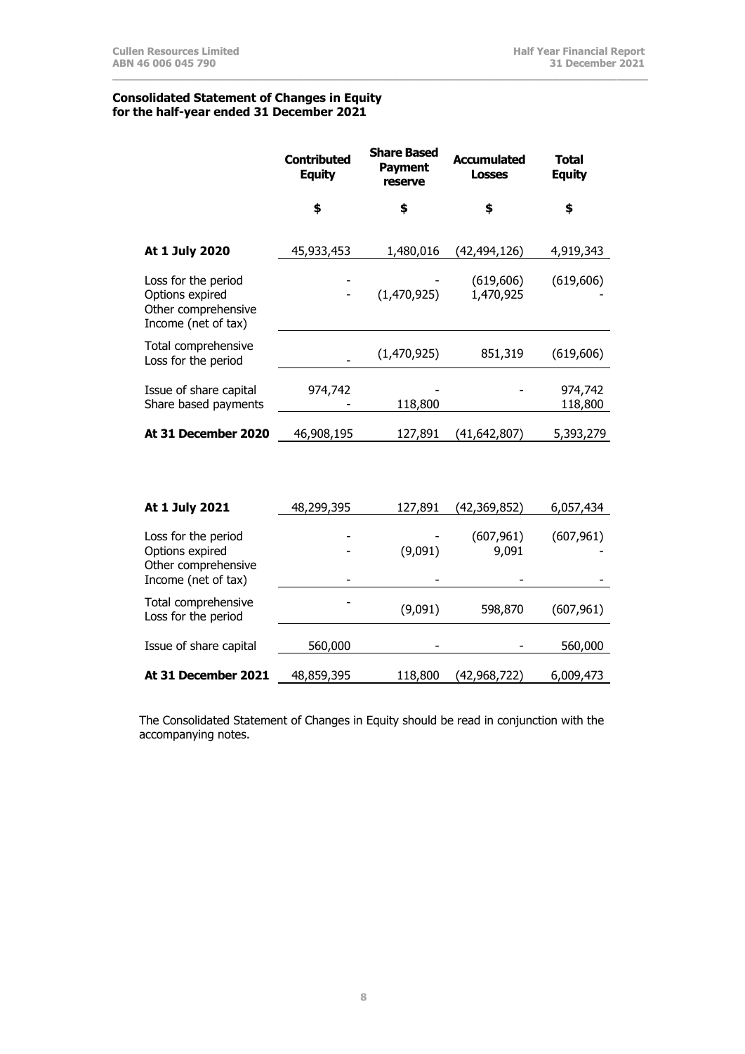**Consolidated Statement of Changes in Equity**
**for the half-year ended 31 December 2021**

| | Contributed Equity | Share Based Payment reserve | Accumulated Losses | Total Equity |
|---|---|---|---|---|
| | $ | $ | $ | $ |
| **At 1 July 2020** | 45,933,453 | 1,480,016 | (42,494,126) | 4,919,343 |
| Loss for the period | - | - | (619,606) | (619,606) |
| Options expired | - | (1,470,925) | 1,470,925 | - |
| Other comprehensive Income (net of tax) | | | | |
| Total comprehensive Loss for the period | - | (1,470,925) | 851,319 | (619,606) |
| Issue of share capital | 974,742 | - | - | 974,742 |
| Share based payments | - | 118,800 | | 118,800 |
| **At 31 December 2020** | 46,908,195 | 127,891 | (41,642,807) | 5,393,279 |
| | | | | |
| **At 1 July 2021** | 48,299,395 | 127,891 | (42,369,852) | 6,057,434 |
| Loss for the period | - | - | (607,961) | (607,961) |
| Options expired | - | (9,091) | 9,091 | - |
| Other comprehensive Income (net of tax) | - | - | - | - |
| Total comprehensive Loss for the period | - | (9,091) | 598,870 | (607,961) |
| Issue of share capital | 560,000 | - | - | 560,000 |
| **At 31 December 2021** | 48,859,395 | 118,800 | (42,968,722) | 6,009,473 |

The Consolidated Statement of Changes in Equity should be read in conjunction with the accompanying notes.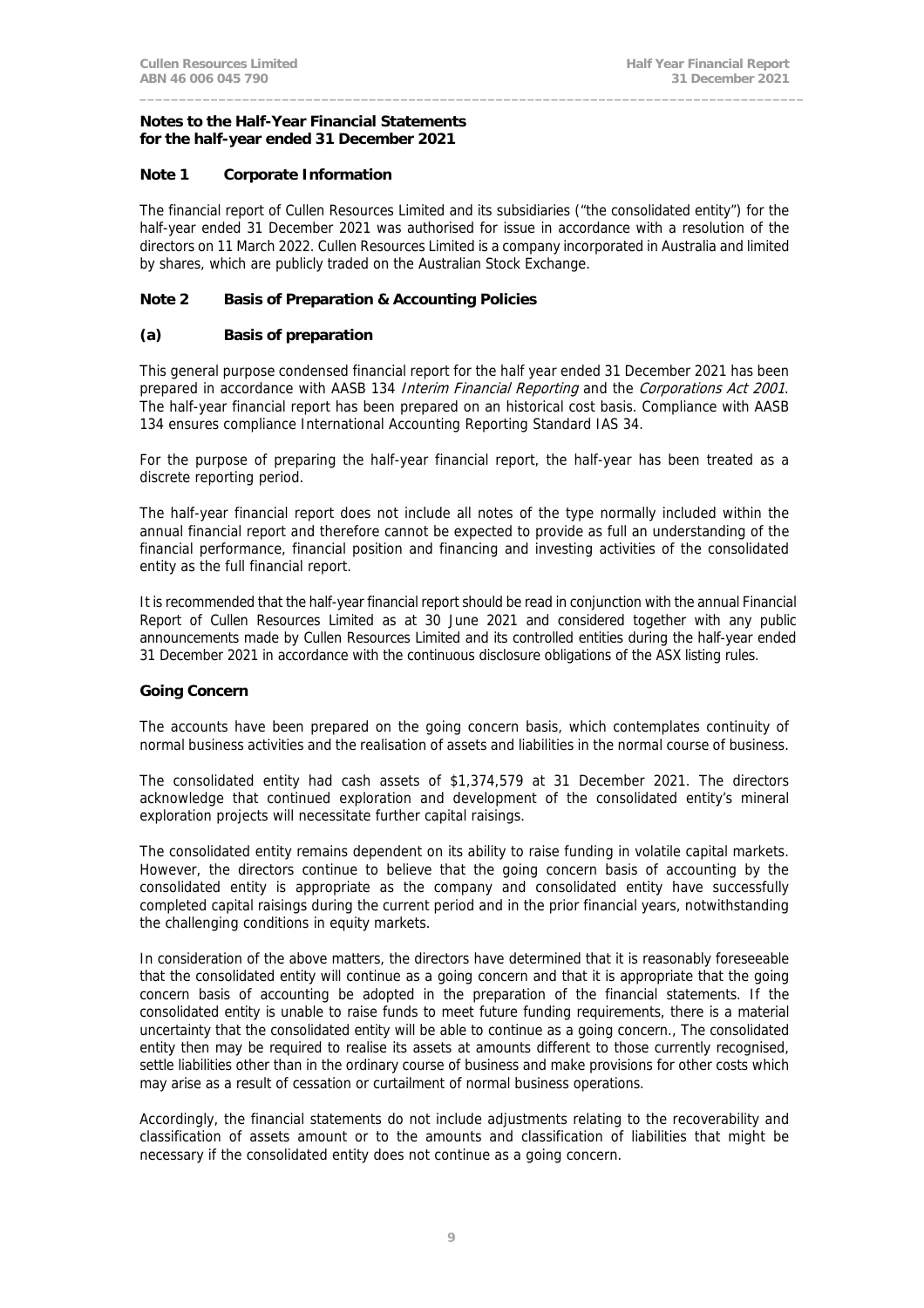**Notes to the Half-Year Financial Statements**
**for the half-year ended 31 December 2021**

## Note 1 Corporate Information

The financial report of Cullen Resources Limited and its subsidiaries ("the consolidated entity") for the half-year ended 31 December 2021 was authorised for issue in accordance with a resolution of the directors on 11 March 2022. Cullen Resources Limited is a company incorporated in Australia and limited by shares, which are publicly traded on the Australian Stock Exchange.

## Note 2 Basis of Preparation & Accounting Policies

### (a) Basis of preparation

This general purpose condensed financial report for the half year ended 31 December 2021 has been prepared in accordance with AASB 134 *Interim Financial Reporting* and the *Corporations Act 2001*. The half-year financial report has been prepared on an historical cost basis. Compliance with AASB 134 ensures compliance International Accounting Reporting Standard IAS 34.

For the purpose of preparing the half-year financial report, the half-year has been treated as a discrete reporting period.

The half-year financial report does not include all notes of the type normally included within the annual financial report and therefore cannot be expected to provide as full an understanding of the financial performance, financial position and financing and investing activities of the consolidated entity as the full financial report.

It is recommended that the half-year financial report should be read in conjunction with the annual Financial Report of Cullen Resources Limited as at 30 June 2021 and considered together with any public announcements made by Cullen Resources Limited and its controlled entities during the half-year ended 31 December 2021 in accordance with the continuous disclosure obligations of the ASX listing rules.

**Going Concern**

The accounts have been prepared on the going concern basis, which contemplates continuity of normal business activities and the realisation of assets and liabilities in the normal course of business.

The consolidated entity had cash assets of $1,374,579 at 31 December 2021. The directors acknowledge that continued exploration and development of the consolidated entity's mineral exploration projects will necessitate further capital raisings.

The consolidated entity remains dependent on its ability to raise funding in volatile capital markets. However, the directors continue to believe that the going concern basis of accounting by the consolidated entity is appropriate as the company and consolidated entity have successfully completed capital raisings during the current period and in the prior financial years, notwithstanding the challenging conditions in equity markets.

In consideration of the above matters, the directors have determined that it is reasonably foreseeable that the consolidated entity will continue as a going concern and that it is appropriate that the going concern basis of accounting be adopted in the preparation of the financial statements. If the consolidated entity is unable to raise funds to meet future funding requirements, there is a material uncertainty that the consolidated entity will be able to continue as a going concern., The consolidated entity then may be required to realise its assets at amounts different to those currently recognised, settle liabilities other than in the ordinary course of business and make provisions for other costs which may arise as a result of cessation or curtailment of normal business operations.

Accordingly, the financial statements do not include adjustments relating to the recoverability and classification of assets amount or to the amounts and classification of liabilities that might be necessary if the consolidated entity does not continue as a going concern.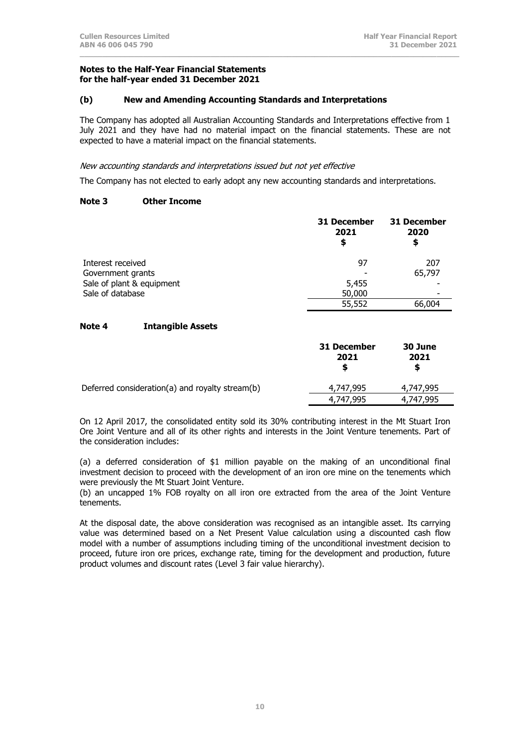**Notes to the Half-Year Financial Statements for the half-year ended 31 December 2021**

### (b) New and Amending Accounting Standards and Interpretations

The Company has adopted all Australian Accounting Standards and Interpretations effective from 1 July 2021 and they have had no material impact on the financial statements. These are not expected to have a material impact on the financial statements.

*New accounting standards and interpretations issued but not yet effective*

The Company has not elected to early adopt any new accounting standards and interpretations.

### Note 3 Other Income

| | 31 December 2021 $ | 31 December 2020 $ |
|---|---|---|
| Interest received | 97 | 207 |
| Government grants | - | 65,797 |
| Sale of plant & equipment | 5,455 | - |
| Sale of database | 50,000 | - |
| | 55,552 | 66,004 |

### Note 4 Intangible Assets

| | 31 December 2021 $ | 30 June 2021 $ |
|---|---|---|
| Deferred consideration(a) and royalty stream(b) | 4,747,995 | 4,747,995 |
| | 4,747,995 | 4,747,995 |

On 12 April 2017, the consolidated entity sold its 30% contributing interest in the Mt Stuart Iron Ore Joint Venture and all of its other rights and interests in the Joint Venture tenements. Part of the consideration includes:

(a) a deferred consideration of $1 million payable on the making of an unconditional final investment decision to proceed with the development of an iron ore mine on the tenements which were previously the Mt Stuart Joint Venture.
(b) an uncapped 1% FOB royalty on all iron ore extracted from the area of the Joint Venture tenements.

At the disposal date, the above consideration was recognised as an intangible asset. Its carrying value was determined based on a Net Present Value calculation using a discounted cash flow model with a number of assumptions including timing of the unconditional investment decision to proceed, future iron ore prices, exchange rate, timing for the development and production, future product volumes and discount rates (Level 3 fair value hierarchy).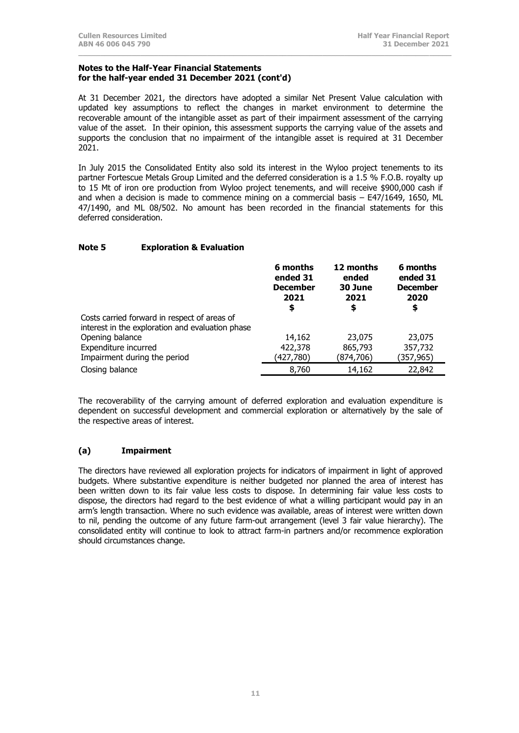**Notes to the Half-Year Financial Statements for the half-year ended 31 December 2021 (cont'd)**

At 31 December 2021, the directors have adopted a similar Net Present Value calculation with updated key assumptions to reflect the changes in market environment to determine the recoverable amount of the intangible asset as part of their impairment assessment of the carrying value of the asset. In their opinion, this assessment supports the carrying value of the assets and supports the conclusion that no impairment of the intangible asset is required at 31 December 2021.

In July 2015 the Consolidated Entity also sold its interest in the Wyloo project tenements to its partner Fortescue Metals Group Limited and the deferred consideration is a 1.5 % F.O.B. royalty up to 15 Mt of iron ore production from Wyloo project tenements, and will receive $900,000 cash if and when a decision is made to commence mining on a commercial basis – E47/1649, 1650, ML 47/1490, and ML 08/502. No amount has been recorded in the financial statements for this deferred consideration.

## Note 5 Exploration & Evaluation

| | 6 months ended 31 December 2021 $ | 12 months ended 30 June 2021 $ | 6 months ended 31 December 2020 $ |
|---|---|---|---|
| Costs carried forward in respect of areas of interest in the exploration and evaluation phase | | | |
| Opening balance | 14,162 | 23,075 | 23,075 |
| Expenditure incurred | 422,378 | 865,793 | 357,732 |
| Impairment during the period | (427,780) | (874,706) | (357,965) |
| Closing balance | 8,760 | 14,162 | 22,842 |

The recoverability of the carrying amount of deferred exploration and evaluation expenditure is dependent on successful development and commercial exploration or alternatively by the sale of the respective areas of interest.

### (a) Impairment

The directors have reviewed all exploration projects for indicators of impairment in light of approved budgets. Where substantive expenditure is neither budgeted nor planned the area of interest has been written down to its fair value less costs to dispose. In determining fair value less costs to dispose, the directors had regard to the best evidence of what a willing participant would pay in an arm's length transaction. Where no such evidence was available, areas of interest were written down to nil, pending the outcome of any future farm-out arrangement (level 3 fair value hierarchy). The consolidated entity will continue to look to attract farm-in partners and/or recommence exploration should circumstances change.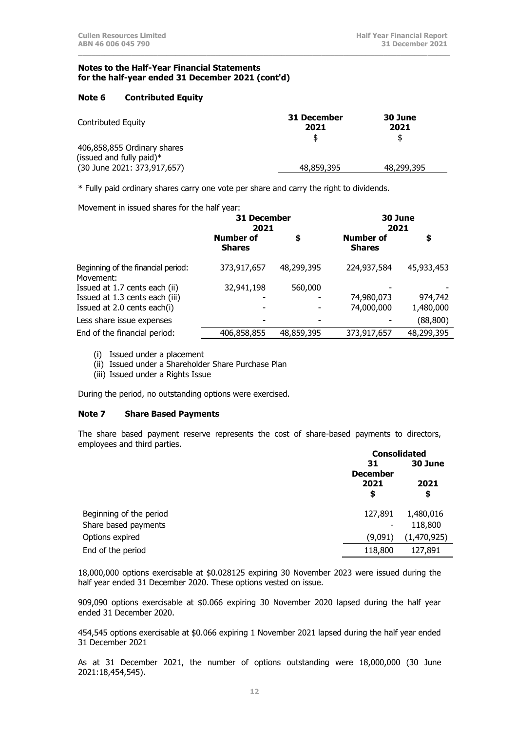**Notes to the Half-Year Financial Statements**
**for the half-year ended 31 December 2021 (cont'd)**

### Note 6 Contributed Equity

| Contributed Equity | 31 December 2021 | 30 June 2021 |
|---|---|---|
| | $ | $ |
| 406,858,855 Ordinary shares (issued and fully paid)* (30 June 2021: 373,917,657) | 48,859,395 | 48,299,395 |

* Fully paid ordinary shares carry one vote per share and carry the right to dividends.

Movement in issued shares for the half year:

| | 31 December 2021 | | 30 June 2021 | |
|---|---|---|---|---|
| | Number of Shares | $ | Number of Shares | $ |
| Beginning of the financial period: | 373,917,657 | 48,299,395 | 224,937,584 | 45,933,453 |
| Movement: | | | | |
| Issued at 1.7 cents each (ii) | 32,941,198 | 560,000 | - | - |
| Issued at 1.3 cents each (iii) | - | - | 74,980,073 | 974,742 |
| Issued at 2.0 cents each(i) | - | - | 74,000,000 | 1,480,000 |
| Less share issue expenses | - | - | - | (88,800) |
| End of the financial period: | 406,858,855 | 48,859,395 | 373,917,657 | 48,299,395 |

(i) Issued under a placement
(ii) Issued under a Shareholder Share Purchase Plan
(iii) Issued under a Rights Issue

During the period, no outstanding options were exercised.

### Note 7 Share Based Payments

The share based payment reserve represents the cost of share-based payments to directors, employees and third parties.

| | Consolidated | |
|---|---|---|
| | 31 December 2021 | 30 June 2021 |
| | $ | $ |
| Beginning of the period | 127,891 | 1,480,016 |
| Share based payments | - | 118,800 |
| Options expired | (9,091) | (1,470,925) |
| End of the period | 118,800 | 127,891 |

18,000,000 options exercisable at $0.028125 expiring 30 November 2023 were issued during the half year ended 31 December 2020. These options vested on issue.

909,090 options exercisable at $0.066 expiring 30 November 2020 lapsed during the half year ended 31 December 2020.

454,545 options exercisable at $0.066 expiring 1 November 2021 lapsed during the half year ended 31 December 2021

As at 31 December 2021, the number of options outstanding were 18,000,000 (30 June 2021:18,454,545).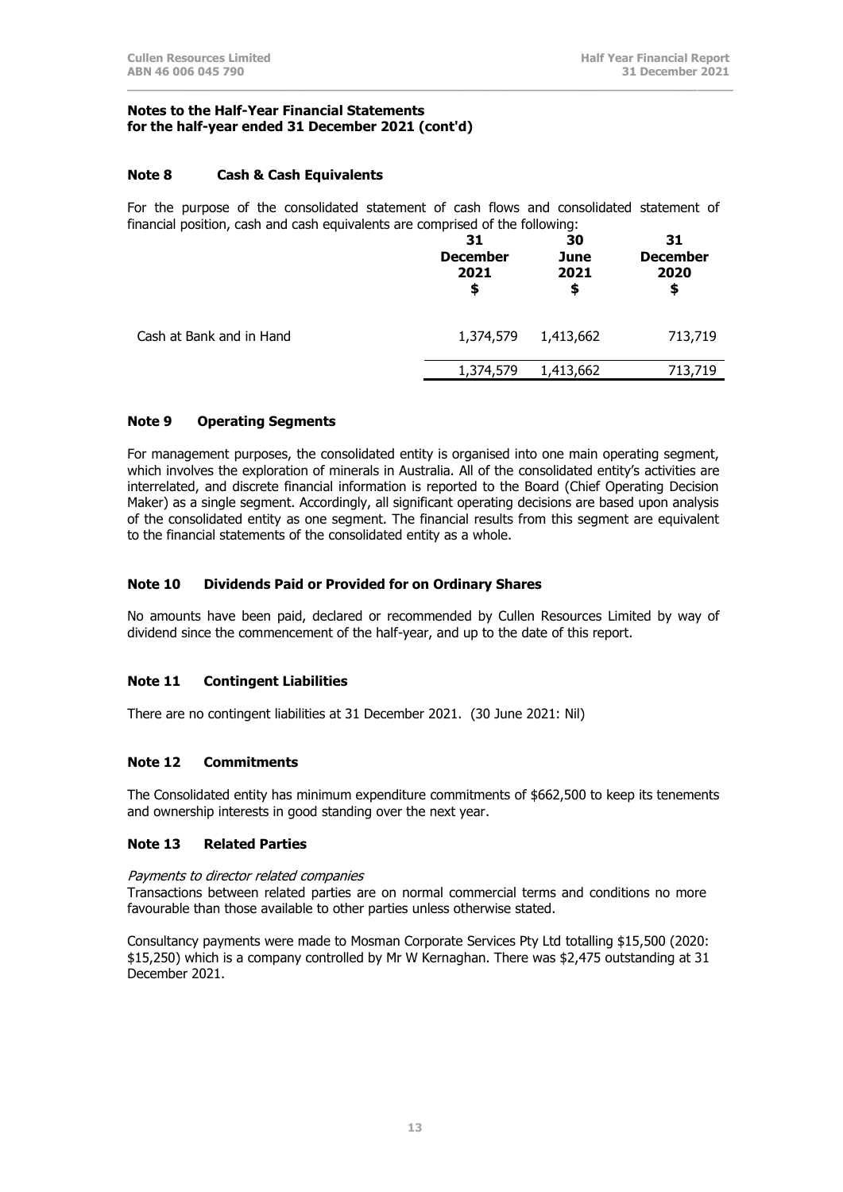**Notes to the Half-Year Financial Statements**
**for the half-year ended 31 December 2021 (cont'd)**

### Note 8 Cash & Cash Equivalents

For the purpose of the consolidated statement of cash flows and consolidated statement of financial position, cash and cash equivalents are comprised of the following:

| | 31 December 2021 $ | 30 June 2021 $ | 31 December 2020 $ |
|---|---|---|---|
| Cash at Bank and in Hand | 1,374,579 | 1,413,662 | 713,719 |
| | 1,374,579 | 1,413,662 | 713,719 |

### Note 9 Operating Segments

For management purposes, the consolidated entity is organised into one main operating segment, which involves the exploration of minerals in Australia. All of the consolidated entity's activities are interrelated, and discrete financial information is reported to the Board (Chief Operating Decision Maker) as a single segment. Accordingly, all significant operating decisions are based upon analysis of the consolidated entity as one segment. The financial results from this segment are equivalent to the financial statements of the consolidated entity as a whole.

### Note 10 Dividends Paid or Provided for on Ordinary Shares

No amounts have been paid, declared or recommended by Cullen Resources Limited by way of dividend since the commencement of the half-year, and up to the date of this report.

### Note 11 Contingent Liabilities

There are no contingent liabilities at 31 December 2021. (30 June 2021: Nil)

### Note 12 Commitments

The Consolidated entity has minimum expenditure commitments of $662,500 to keep its tenements and ownership interests in good standing over the next year.

### Note 13 Related Parties

*Payments to director related companies*

Transactions between related parties are on normal commercial terms and conditions no more favourable than those available to other parties unless otherwise stated.

Consultancy payments were made to Mosman Corporate Services Pty Ltd totalling $15,500 (2020: $15,250) which is a company controlled by Mr W Kernaghan. There was $2,475 outstanding at 31 December 2021.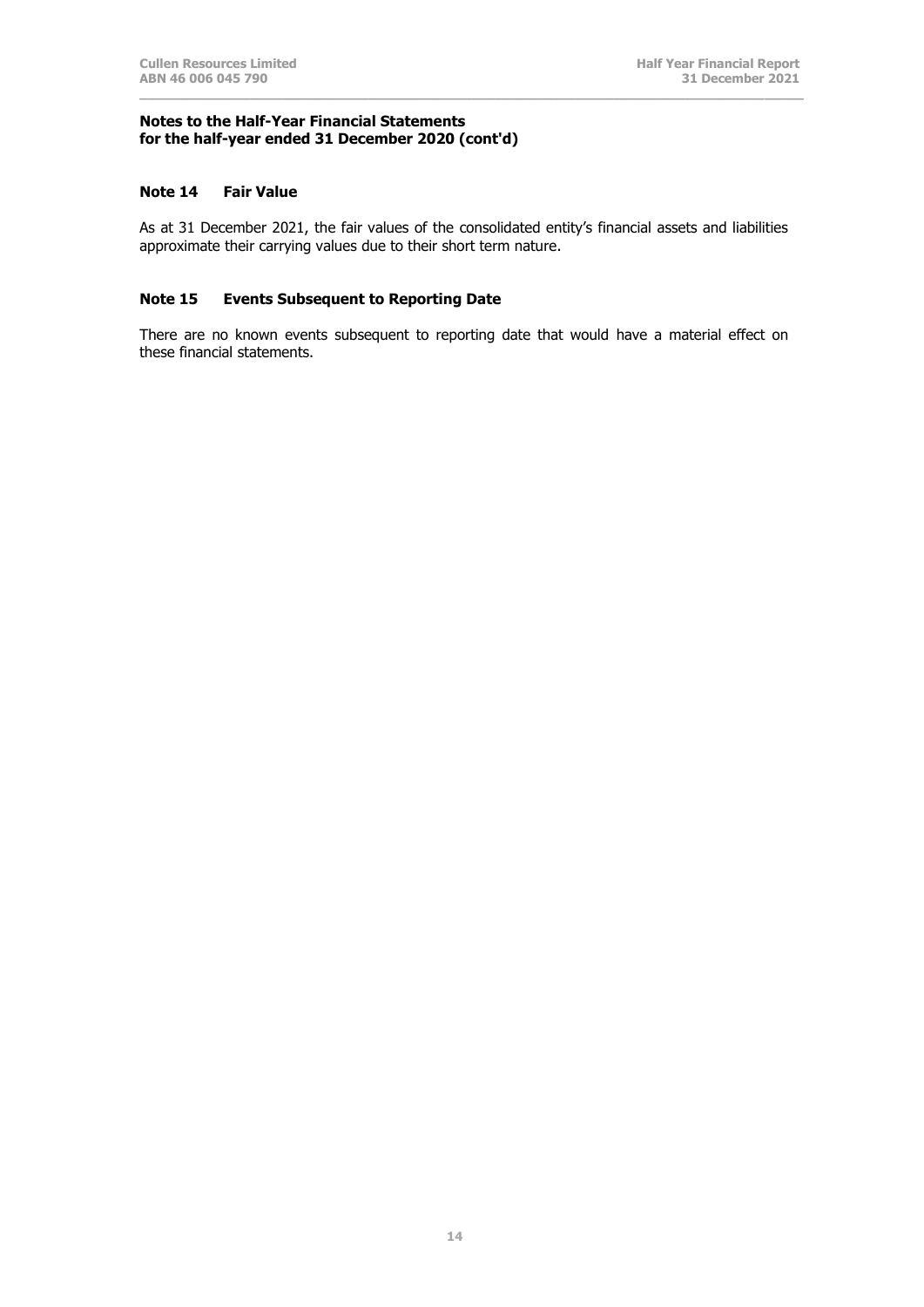**Notes to the Half-Year Financial Statements**
**for the half-year ended 31 December 2020 (cont'd)**

### Note 14 Fair Value

As at 31 December 2021, the fair values of the consolidated entity's financial assets and liabilities approximate their carrying values due to their short term nature.

### Note 15 Events Subsequent to Reporting Date

There are no known events subsequent to reporting date that would have a material effect on these financial statements.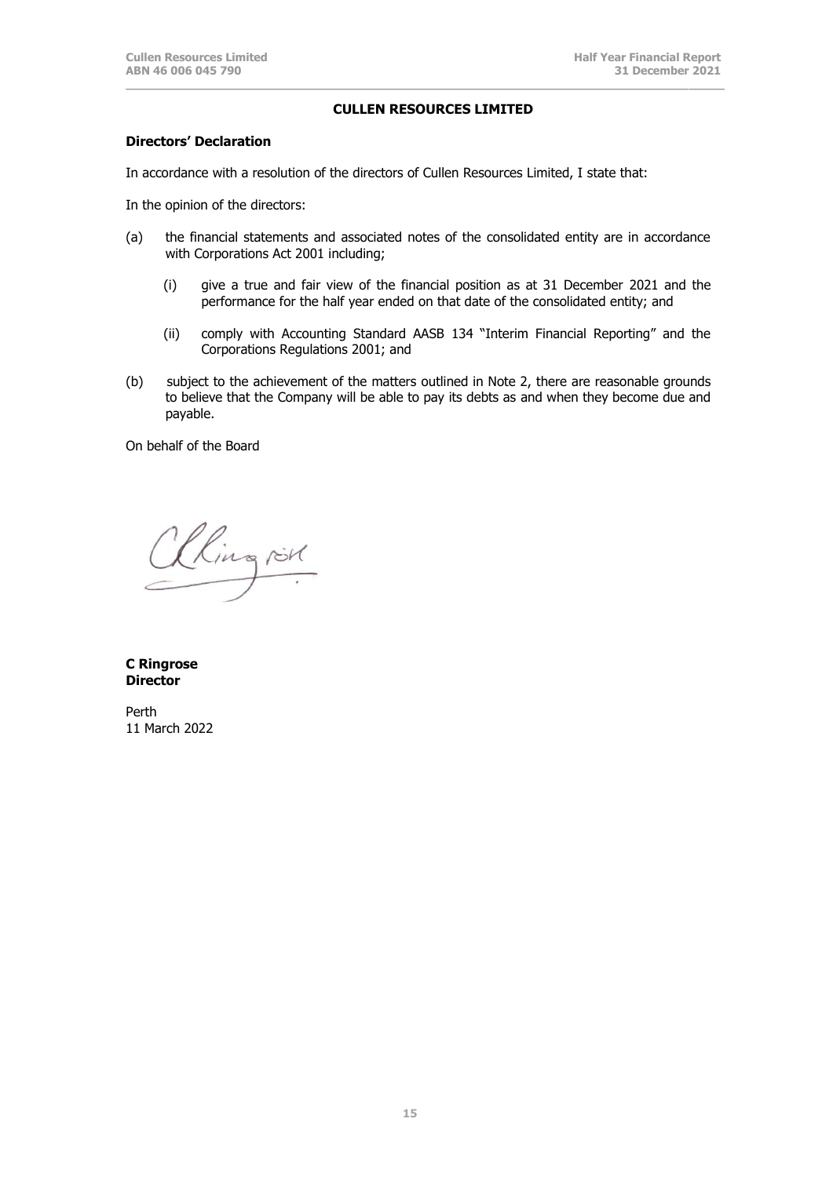**CULLEN RESOURCES LIMITED**

**Directors' Declaration**

In accordance with a resolution of the directors of Cullen Resources Limited, I state that:

In the opinion of the directors:

(a) the financial statements and associated notes of the consolidated entity are in accordance with Corporations Act 2001 including;

  (i) give a true and fair view of the financial position as at 31 December 2021 and the performance for the half year ended on that date of the consolidated entity; and

  (ii) comply with Accounting Standard AASB 134 "Interim Financial Reporting" and the Corporations Regulations 2001; and

(b) subject to the achievement of the matters outlined in Note 2, there are reasonable grounds to believe that the Company will be able to pay its debts as and when they become due and payable.

On behalf of the Board

**C Ringrose**
**Director**

Perth
11 March 2022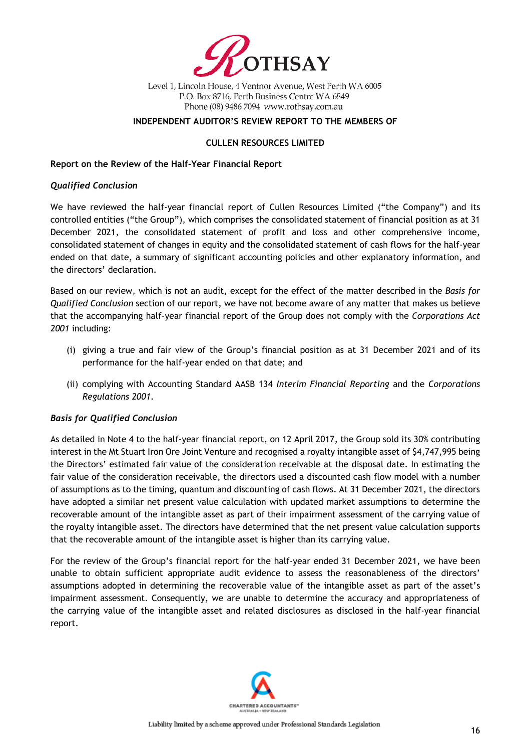ROTHSAY

Level 1, Lincoln House, 4 Ventnor Avenue, West Perth WA 6005
P.O. Box 8716, Perth Business Centre WA 6849
Phone (08) 9486 7094 www.rothsay.com.au

**INDEPENDENT AUDITOR'S REVIEW REPORT TO THE MEMBERS OF**

**CULLEN RESOURCES LIMITED**

**Report on the Review of the Half-Year Financial Report**

***Qualified Conclusion***

We have reviewed the half-year financial report of Cullen Resources Limited ("the Company") and its controlled entities ("the Group"), which comprises the consolidated statement of financial position as at 31 December 2021, the consolidated statement of profit and loss and other comprehensive income, consolidated statement of changes in equity and the consolidated statement of cash flows for the half-year ended on that date, a summary of significant accounting policies and other explanatory information, and the directors' declaration.

Based on our review, which is not an audit, except for the effect of the matter described in the *Basis for Qualified Conclusion* section of our report, we have not become aware of any matter that makes us believe that the accompanying half-year financial report of the Group does not comply with the *Corporations Act 2001* including:

(i) giving a true and fair view of the Group's financial position as at 31 December 2021 and of its performance for the half-year ended on that date; and

(ii) complying with Accounting Standard AASB 134 *Interim Financial Reporting* and the *Corporations Regulations 2001*.

***Basis for Qualified Conclusion***

As detailed in Note 4 to the half-year financial report, on 12 April 2017, the Group sold its 30% contributing interest in the Mt Stuart Iron Ore Joint Venture and recognised a royalty intangible asset of $4,747,995 being the Directors' estimated fair value of the consideration receivable at the disposal date. In estimating the fair value of the consideration receivable, the directors used a discounted cash flow model with a number of assumptions as to the timing, quantum and discounting of cash flows. At 31 December 2021, the directors have adopted a similar net present value calculation with updated market assumptions to determine the recoverable amount of the intangible asset as part of their impairment assessment of the carrying value of the royalty intangible asset. The directors have determined that the net present value calculation supports that the recoverable amount of the intangible asset is higher than its carrying value.

For the review of the Group's financial report for the half-year ended 31 December 2021, we have been unable to obtain sufficient appropriate audit evidence to assess the reasonableness of the directors' assumptions adopted in determining the recoverable value of the intangible asset as part of the asset's impairment assessment. Consequently, we are unable to determine the accuracy and appropriateness of the carrying value of the intangible asset and related disclosures as disclosed in the half-year financial report.

CHARTERED ACCOUNTANTS™ AUSTRALIA + NEW ZEALAND

Liability limited by a scheme approved under Professional Standards Legislation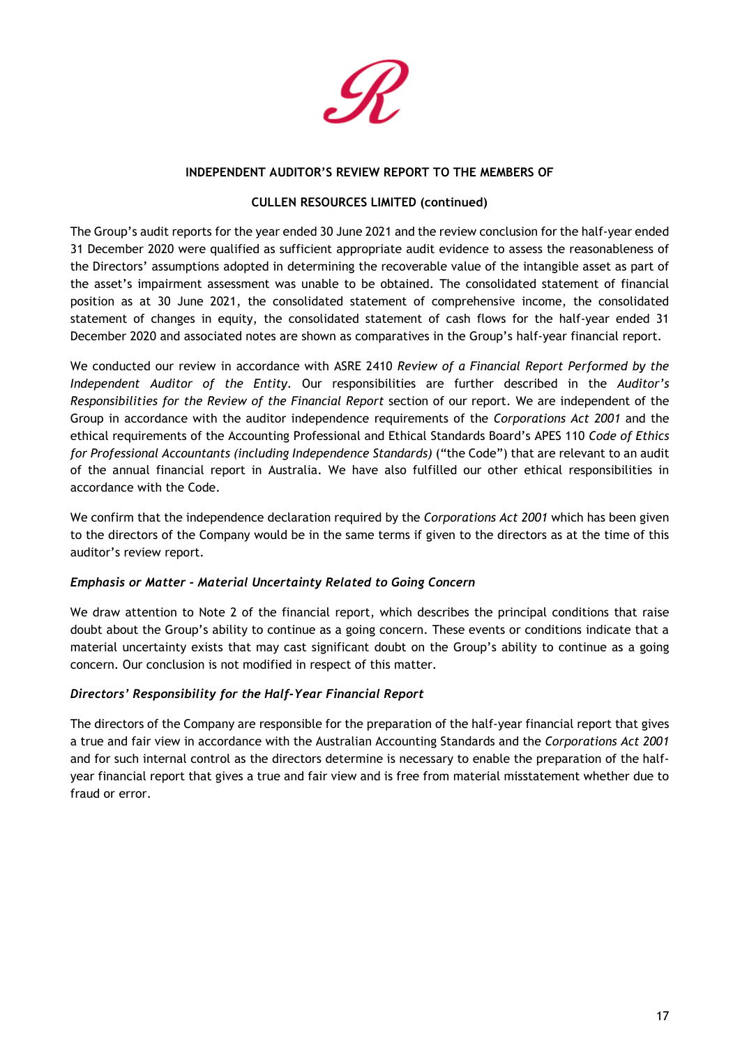**INDEPENDENT AUDITOR'S REVIEW REPORT TO THE MEMBERS OF**

**CULLEN RESOURCES LIMITED (continued)**

The Group's audit reports for the year ended 30 June 2021 and the review conclusion for the half-year ended 31 December 2020 were qualified as sufficient appropriate audit evidence to assess the reasonableness of the Directors' assumptions adopted in determining the recoverable value of the intangible asset as part of the asset's impairment assessment was unable to be obtained. The consolidated statement of financial position as at 30 June 2021, the consolidated statement of comprehensive income, the consolidated statement of changes in equity, the consolidated statement of cash flows for the half-year ended 31 December 2020 and associated notes are shown as comparatives in the Group's half-year financial report.

We conducted our review in accordance with ASRE 2410 *Review of a Financial Report Performed by the Independent Auditor of the Entity*. Our responsibilities are further described in the *Auditor's Responsibilities for the Review of the Financial Report* section of our report. We are independent of the Group in accordance with the auditor independence requirements of the *Corporations Act 2001* and the ethical requirements of the Accounting Professional and Ethical Standards Board's APES 110 *Code of Ethics for Professional Accountants (including Independence Standards)* ("the Code") that are relevant to an audit of the annual financial report in Australia. We have also fulfilled our other ethical responsibilities in accordance with the Code.

We confirm that the independence declaration required by the *Corporations Act 2001* which has been given to the directors of the Company would be in the same terms if given to the directors as at the time of this auditor's review report.

***Emphasis or Matter - Material Uncertainty Related to Going Concern***

We draw attention to Note 2 of the financial report, which describes the principal conditions that raise doubt about the Group's ability to continue as a going concern. These events or conditions indicate that a material uncertainty exists that may cast significant doubt on the Group's ability to continue as a going concern. Our conclusion is not modified in respect of this matter.

***Directors' Responsibility for the Half-Year Financial Report***

The directors of the Company are responsible for the preparation of the half-year financial report that gives a true and fair view in accordance with the Australian Accounting Standards and the *Corporations Act 2001* and for such internal control as the directors determine is necessary to enable the preparation of the half-year financial report that gives a true and fair view and is free from material misstatement whether due to fraud or error.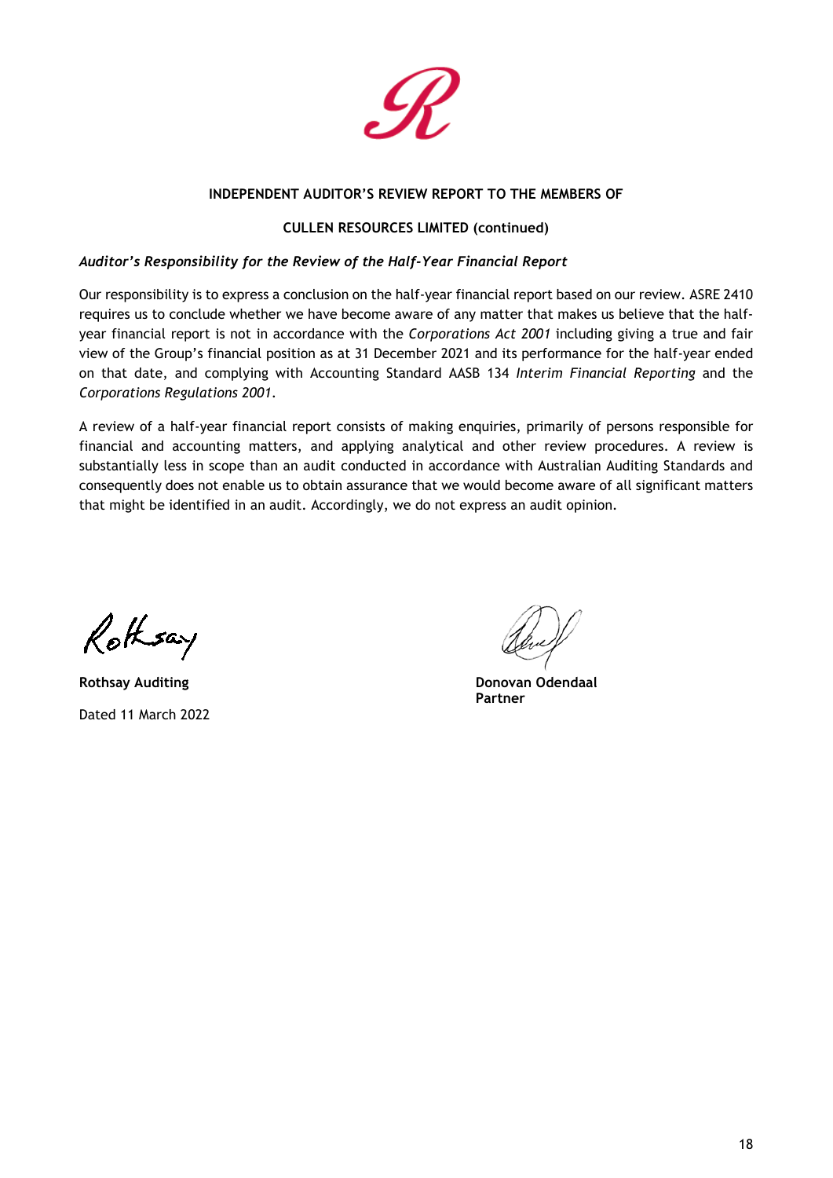**INDEPENDENT AUDITOR'S REVIEW REPORT TO THE MEMBERS OF**

**CULLEN RESOURCES LIMITED (continued)**

***Auditor's Responsibility for the Review of the Half-Year Financial Report***

Our responsibility is to express a conclusion on the half-year financial report based on our review. ASRE 2410 requires us to conclude whether we have become aware of any matter that makes us believe that the half-year financial report is not in accordance with the *Corporations Act 2001* including giving a true and fair view of the Group's financial position as at 31 December 2021 and its performance for the half-year ended on that date, and complying with Accounting Standard AASB 134 *Interim Financial Reporting* and the *Corporations Regulations 2001*.

A review of a half-year financial report consists of making enquiries, primarily of persons responsible for financial and accounting matters, and applying analytical and other review procedures. A review is substantially less in scope than an audit conducted in accordance with Australian Auditing Standards and consequently does not enable us to obtain assurance that we would become aware of all significant matters that might be identified in an audit. Accordingly, we do not express an audit opinion.

**Rothsay Auditing**

Dated 11 March 2022

**Donovan Odendaal**
**Partner**